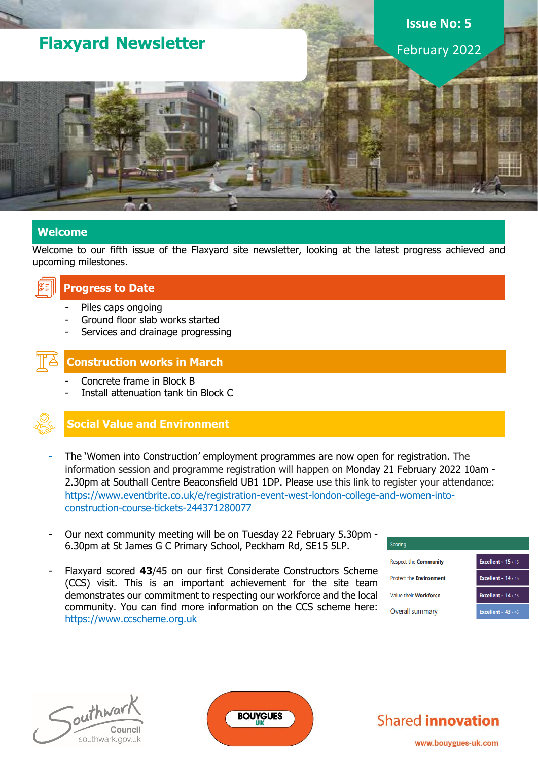# Flaxyard Newsletter

**Issue No: 5**

February 2022

## Welcome

Welcome to our fifth issue of the Flaxyard site newsletter, looking at the latest progress achieved and upcoming milestones.

## Progress to Date

- Piles caps ongoing
- Ground floor slab works started
- Services and drainage progressing

## Construction works in March

- Concrete frame in Block B
- Install attenuation tank tin Block C

## Social Value and Environment

- The 'Women into Construction' employment programmes are now open for registration. The information session and programme registration will happen on Monday 21 February 2022 10am - 2.30pm at Southall Centre Beaconsfield UB1 1DP. Please use this link to register your attendance: https://www.eventbrite.co.uk/e/registration-event-west-london-college-and-women-into-construction-course-tickets-244371280077

- Our next community meeting will be on Tuesday 22 February 5.30pm - 6.30pm at St James G C Primary School, Peckham Rd, SE15 5LP.

- Flaxyard scored **43**/45 on our first Considerate Constructors Scheme (CCS) visit. This is an important achievement for the site team demonstrates our commitment to respecting our workforce and the local community. You can find more information on the CCS scheme here: https://www.ccscheme.org.uk

| Scoring | |
|---|---|
| Respect the **Community** | Excellent - 15 / 15 |
| Protect the **Environment** | Excellent - 14 / 15 |
| Value their **Workforce** | Excellent - 14 / 15 |
| Overall summary | Excellent - 43 / 45 |

Southwark Council
southwark.gov.uk

BOUYGUES UK

Shared **innovation**

www.bouygues-uk.com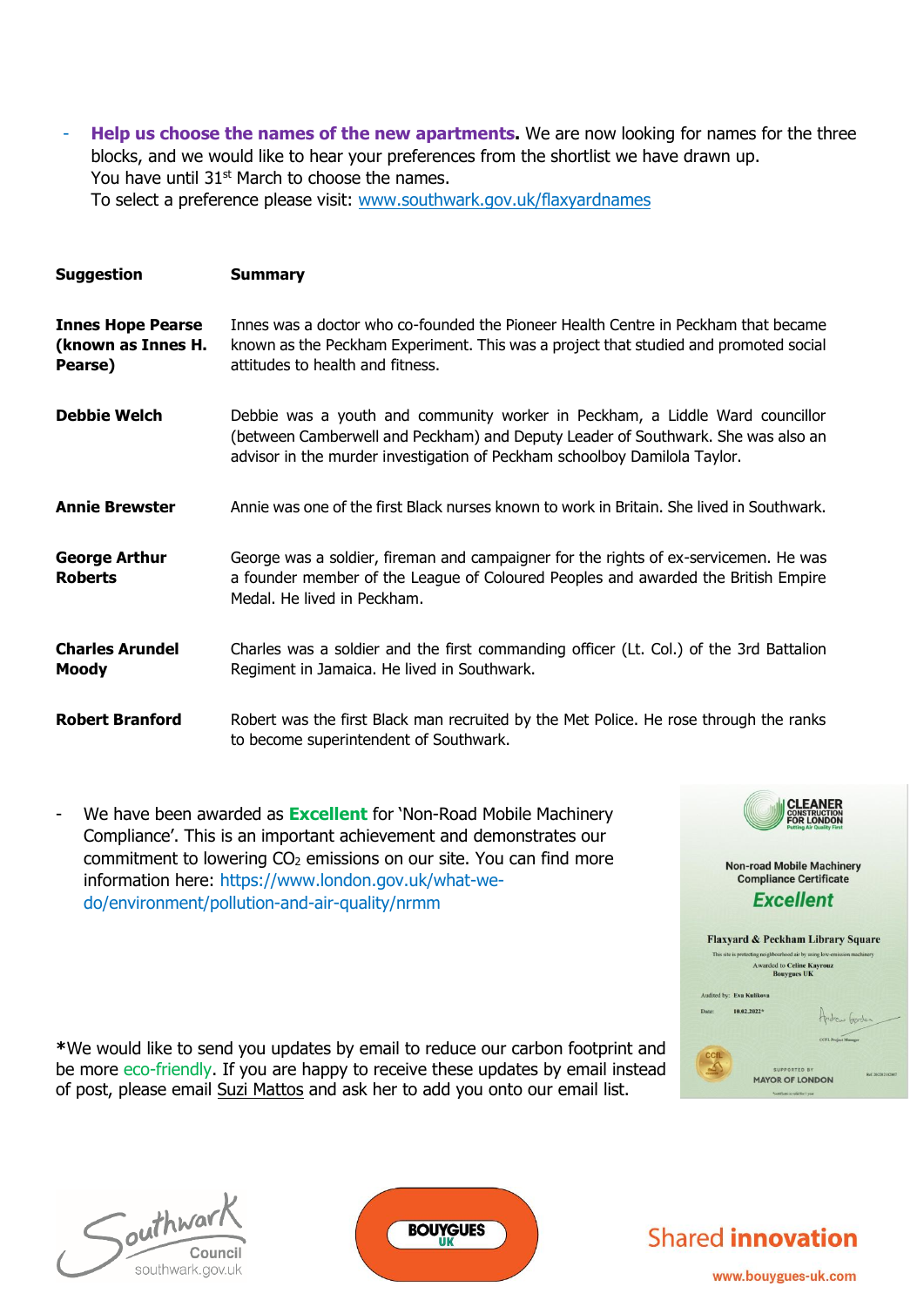- **Help us choose the names of the new apartments.** We are now looking for names for the three blocks, and we would like to hear your preferences from the shortlist we have drawn up.
  You have until 31st March to choose the names.
  To select a preference please visit: www.southwark.gov.uk/flaxyardnames

| Suggestion | Summary |
|---|---|
| **Innes Hope Pearse (known as Innes H. Pearse)** | Innes was a doctor who co-founded the Pioneer Health Centre in Peckham that became known as the Peckham Experiment. This was a project that studied and promoted social attitudes to health and fitness. |
| **Debbie Welch** | Debbie was a youth and community worker in Peckham, a Liddle Ward councillor (between Camberwell and Peckham) and Deputy Leader of Southwark. She was also an advisor in the murder investigation of Peckham schoolboy Damilola Taylor. |
| **Annie Brewster** | Annie was one of the first Black nurses known to work in Britain. She lived in Southwark. |
| **George Arthur Roberts** | George was a soldier, fireman and campaigner for the rights of ex-servicemen. He was a founder member of the League of Coloured Peoples and awarded the British Empire Medal. He lived in Peckham. |
| **Charles Arundel Moody** | Charles was a soldier and the first commanding officer (Lt. Col.) of the 3rd Battalion Regiment in Jamaica. He lived in Southwark. |
| **Robert Branford** | Robert was the first Black man recruited by the Met Police. He rose through the ranks to become superintendent of Southwark. |

- We have been awarded as **Excellent** for 'Non-Road Mobile Machinery Compliance'. This is an important achievement and demonstrates our commitment to lowering $CO_2$ emissions on our site. You can find more information here: https://www.london.gov.uk/what-we-do/environment/pollution-and-air-quality/nrmm

CLEANER CONSTRUCTION FOR LONDON
Putting Air Quality First

Non-road Mobile Machinery Compliance Certificate

*Excellent*

Flaxyard & Peckham Library Square

This site is protecting neighbourhood air by using low-emission machinery

Awarded to Celine Kayrouz
Bouygues UK

Audited by: Eva Kulikova

Date: 10.02.2022*

CCFL Project Manager

SUPPORTED BY MAYOR OF LONDON

*We would like to send you updates by email to reduce our carbon footprint and be more eco-friendly. If you are happy to receive these updates by email instead of post, please email Suzi Mattos and ask her to add you onto our email list.

Southwark Council
southwark.gov.uk

BOUYGUES UK

Shared **innovation**

www.bouygues-uk.com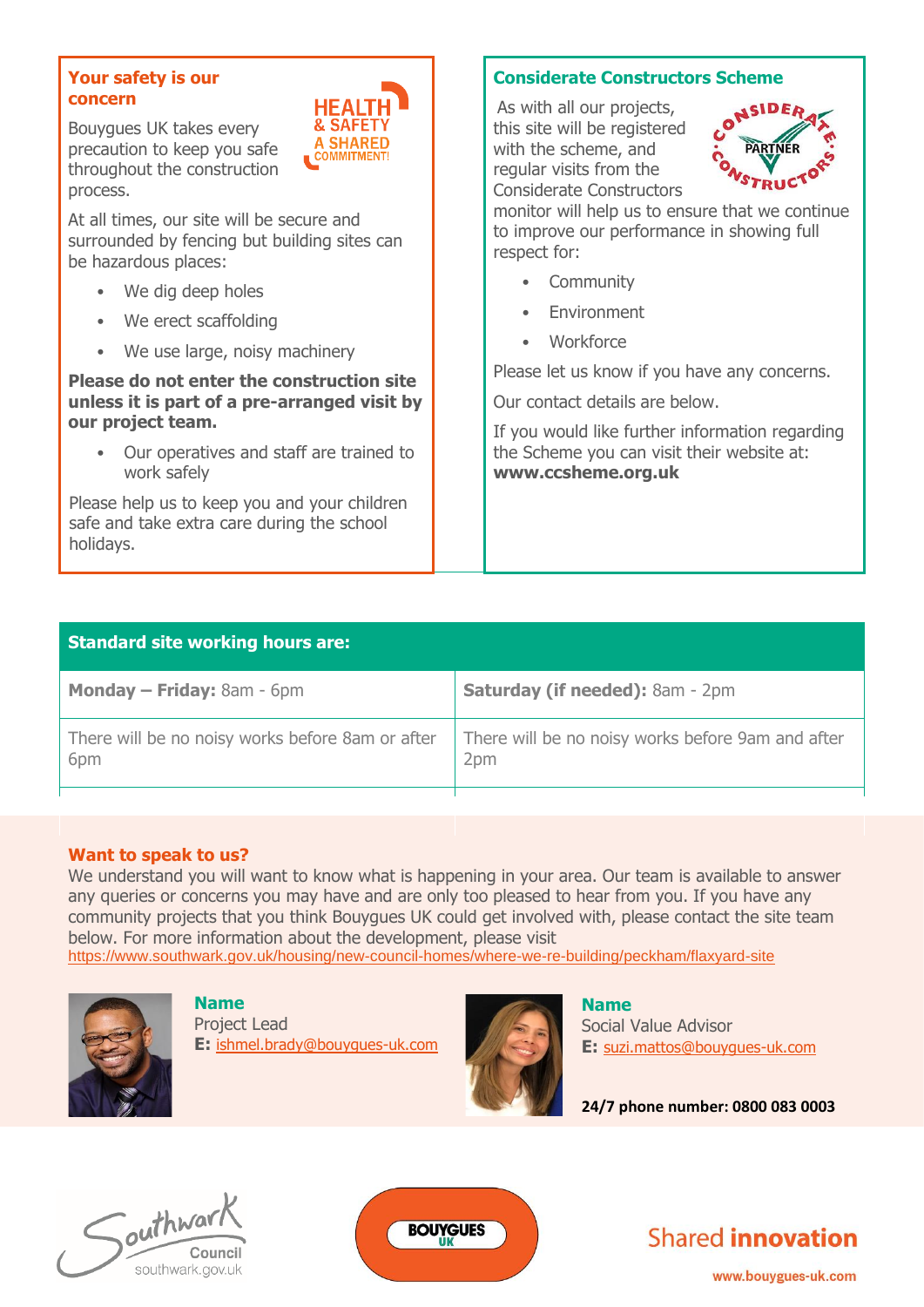## Your safety is our concern

HEALTH & SAFETY A SHARED COMMITMENT!

Bouygues UK takes every precaution to keep you safe throughout the construction process.

At all times, our site will be secure and surrounded by fencing but building sites can be hazardous places:

- We dig deep holes
- We erect scaffolding
- We use large, noisy machinery

**Please do not enter the construction site unless it is part of a pre-arranged visit by our project team.**

- Our operatives and staff are trained to work safely

Please help us to keep you and your children safe and take extra care during the school holidays.

## Considerate Constructors Scheme

As with all our projects, this site will be registered with the scheme, and regular visits from the Considerate Constructors monitor will help us to ensure that we continue to improve our performance in showing full respect for:

- Community
- Environment
- Workforce

Please let us know if you have any concerns.

Our contact details are below.

If you would like further information regarding the Scheme you can visit their website at: **www.ccsheme.org.uk**

| Standard site working hours are: | |
|---|---|
| **Monday – Friday:** 8am - 6pm | **Saturday (if needed):** 8am - 2pm |
| There will be no noisy works before 8am or after 6pm | There will be no noisy works before 9am and after 2pm |

## Want to speak to us?

We understand you will want to know what is happening in your area. Our team is available to answer any queries or concerns you may have and are only too pleased to hear from you. If you have any community projects that you think Bouygues UK could get involved with, please contact the site team below. For more information about the development, please visit https://www.southwark.gov.uk/housing/new-council-homes/where-we-re-building/peckham/flaxyard-site

**Name**
Project Lead
**E:** ishmel.brady@bouygues-uk.com

**Name**
Social Value Advisor
**E:** suzi.mattos@bouygues-uk.com

**24/7 phone number: 0800 083 0003**

Southwark Council
southwark.gov.uk

BOUYGUES UK

Shared **innovation**

www.bouygues-uk.com